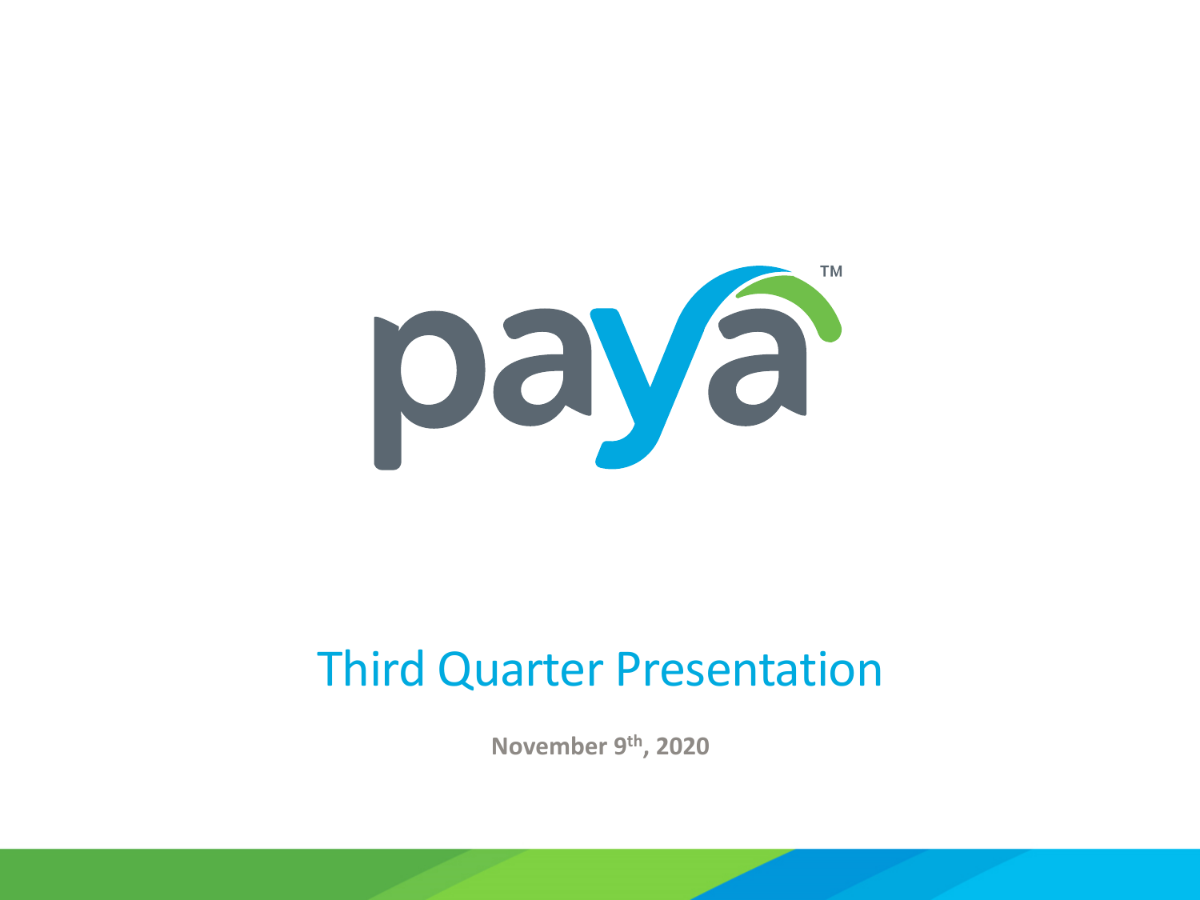paya™

# Third Quarter Presentation

**November 9th, 2020**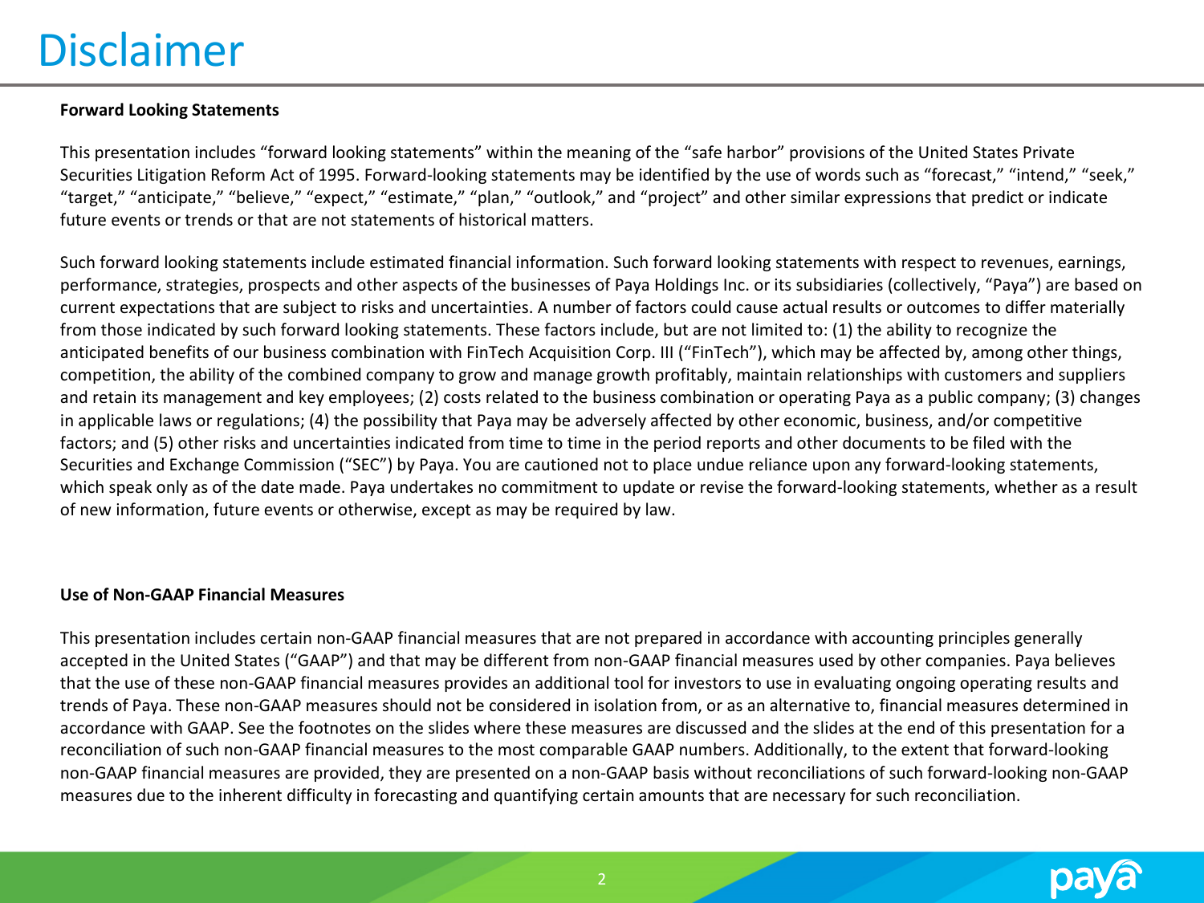# Disclaimer

**Forward Looking Statements**

This presentation includes "forward looking statements" within the meaning of the "safe harbor" provisions of the United States Private Securities Litigation Reform Act of 1995. Forward-looking statements may be identified by the use of words such as "forecast," "intend," "seek," "target," "anticipate," "believe," "expect," "estimate," "plan," "outlook," and "project" and other similar expressions that predict or indicate future events or trends or that are not statements of historical matters.

Such forward looking statements include estimated financial information. Such forward looking statements with respect to revenues, earnings, performance, strategies, prospects and other aspects of the businesses of Paya Holdings Inc. or its subsidiaries (collectively, "Paya") are based on current expectations that are subject to risks and uncertainties. A number of factors could cause actual results or outcomes to differ materially from those indicated by such forward looking statements. These factors include, but are not limited to: (1) the ability to recognize the anticipated benefits of our business combination with FinTech Acquisition Corp. III ("FinTech"), which may be affected by, among other things, competition, the ability of the combined company to grow and manage growth profitably, maintain relationships with customers and suppliers and retain its management and key employees; (2) costs related to the business combination or operating Paya as a public company; (3) changes in applicable laws or regulations; (4) the possibility that Paya may be adversely affected by other economic, business, and/or competitive factors; and (5) other risks and uncertainties indicated from time to time in the period reports and other documents to be filed with the Securities and Exchange Commission ("SEC") by Paya. You are cautioned not to place undue reliance upon any forward-looking statements, which speak only as of the date made. Paya undertakes no commitment to update or revise the forward-looking statements, whether as a result of new information, future events or otherwise, except as may be required by law.

**Use of Non-GAAP Financial Measures**

This presentation includes certain non-GAAP financial measures that are not prepared in accordance with accounting principles generally accepted in the United States ("GAAP") and that may be different from non-GAAP financial measures used by other companies. Paya believes that the use of these non-GAAP financial measures provides an additional tool for investors to use in evaluating ongoing operating results and trends of Paya. These non-GAAP measures should not be considered in isolation from, or as an alternative to, financial measures determined in accordance with GAAP. See the footnotes on the slides where these measures are discussed and the slides at the end of this presentation for a reconciliation of such non-GAAP financial measures to the most comparable GAAP numbers. Additionally, to the extent that forward-looking non-GAAP financial measures are provided, they are presented on a non-GAAP basis without reconciliations of such forward-looking non-GAAP measures due to the inherent difficulty in forecasting and quantifying certain amounts that are necessary for such reconciliation.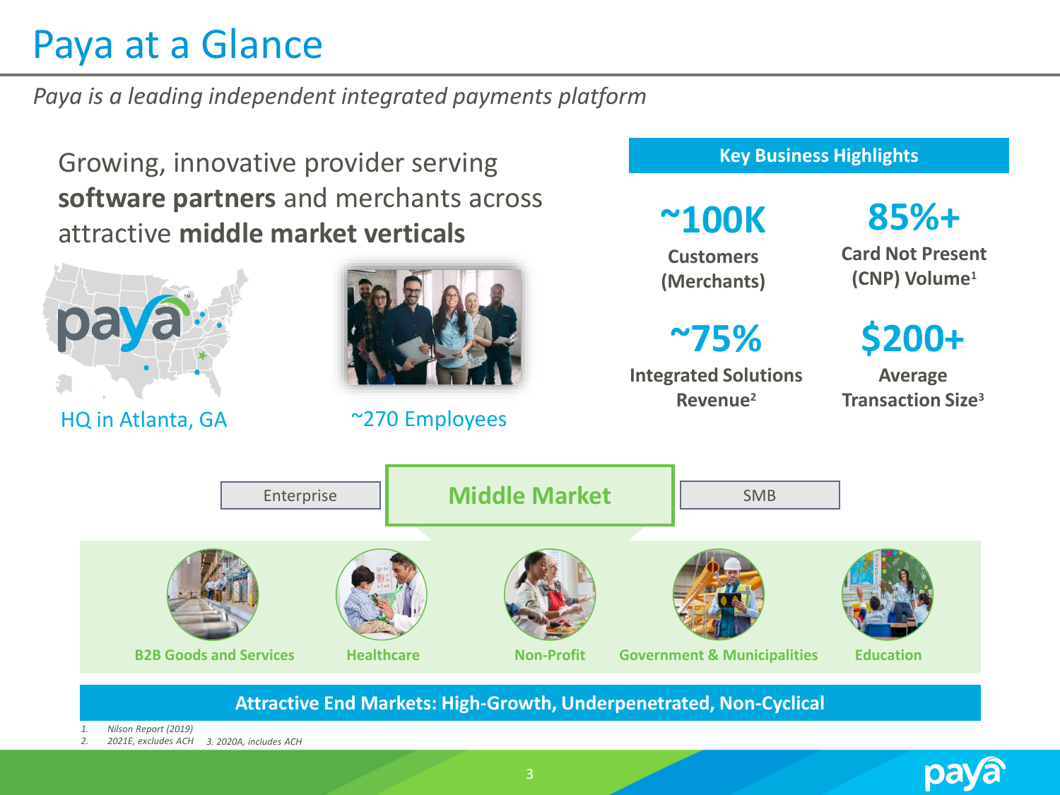# Paya at a Glance

*Paya is a leading independent integrated payments platform*

Growing, innovative provider serving **software partners** and merchants across attractive **middle market verticals**

HQ in Atlanta, GA

~270 Employees

## Key Business Highlights

- **~100K** Customers (Merchants)
- **85%+** Card Not Present (CNP) Volume[1]
- **~75%** Integrated Solutions Revenue[2]
- **$200+** Average Transaction Size[3]

Enterprise | **Middle Market** | SMB

- B2B Goods and Services
- Healthcare
- Non-Profit
- Government & Municipalities
- Education

**Attractive End Markets: High-Growth, Underpenetrated, Non-Cyclical**

1. *Nilson Report (2019)*
2. *2021E, excludes ACH*
3. *2020A, includes ACH*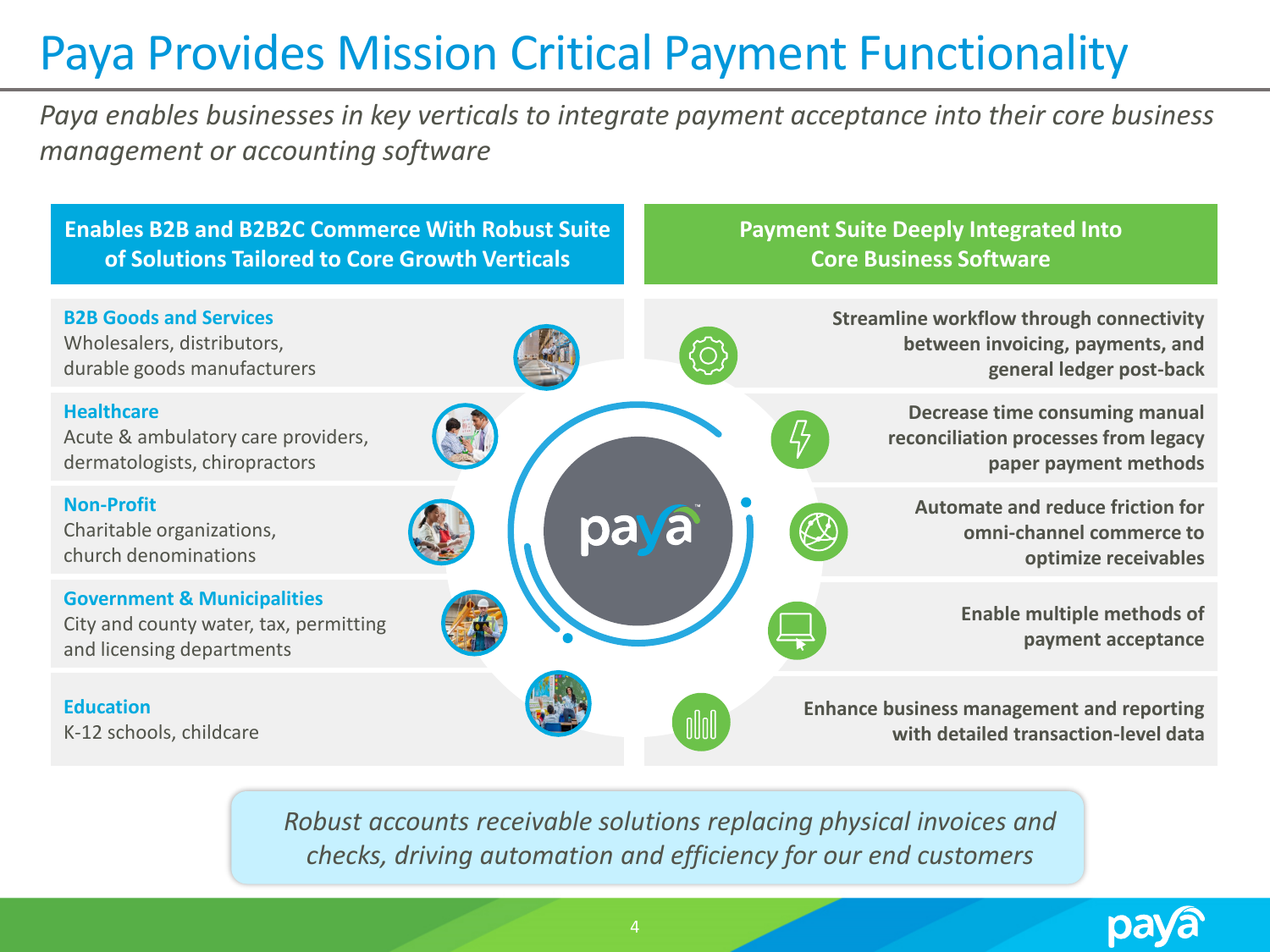# Paya Provides Mission Critical Payment Functionality

*Paya enables businesses in key verticals to integrate payment acceptance into their core business management or accounting software*

## Enables B2B and B2B2C Commerce With Robust Suite of Solutions Tailored to Core Growth Verticals

**B2B Goods and Services**
Wholesalers, distributors, durable goods manufacturers

**Healthcare**
Acute & ambulatory care providers, dermatologists, chiropractors

**Non-Profit**
Charitable organizations, church denominations

**Government & Municipalities**
City and county water, tax, permitting and licensing departments

**Education**
K-12 schools, childcare

## Payment Suite Deeply Integrated Into Core Business Software

- **Streamline workflow through connectivity between invoicing, payments, and general ledger post-back**
- **Decrease time consuming manual reconciliation processes from legacy paper payment methods**
- **Automate and reduce friction for omni-channel commerce to optimize receivables**
- **Enable multiple methods of payment acceptance**
- **Enhance business management and reporting with detailed transaction-level data**

*Robust accounts receivable solutions replacing physical invoices and checks, driving automation and efficiency for our end customers*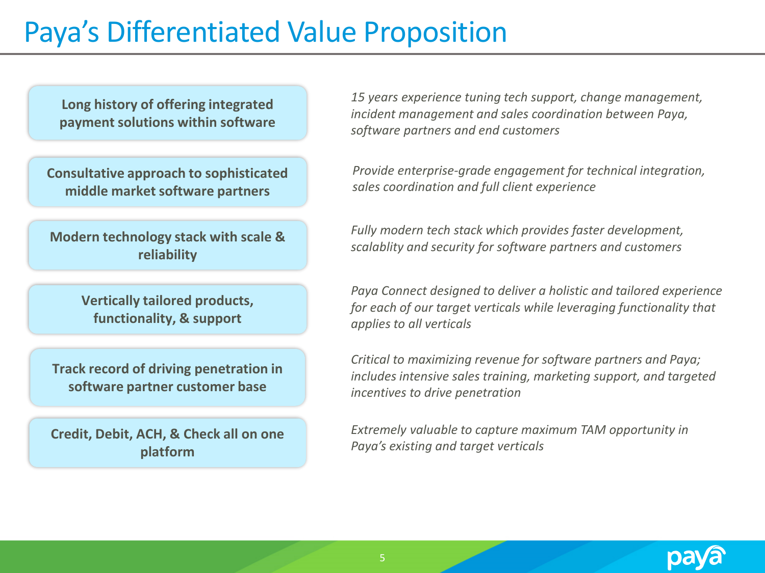# Paya's Differentiated Value Proposition

**Long history of offering integrated payment solutions within software**

*15 years experience tuning tech support, change management, incident management and sales coordination between Paya, software partners and end customers*

**Consultative approach to sophisticated middle market software partners**

*Provide enterprise-grade engagement for technical integration, sales coordination and full client experience*

**Modern technology stack with scale & reliability**

*Fully modern tech stack which provides faster development, scalablity and security for software partners and customers*

**Vertically tailored products, functionality, & support**

*Paya Connect designed to deliver a holistic and tailored experience for each of our target verticals while leveraging functionality that applies to all verticals*

**Track record of driving penetration in software partner customer base**

*Critical to maximizing revenue for software partners and Paya; includes intensive sales training, marketing support, and targeted incentives to drive penetration*

**Credit, Debit, ACH, & Check all on one platform**

*Extremely valuable to capture maximum TAM opportunity in Paya's existing and target verticals*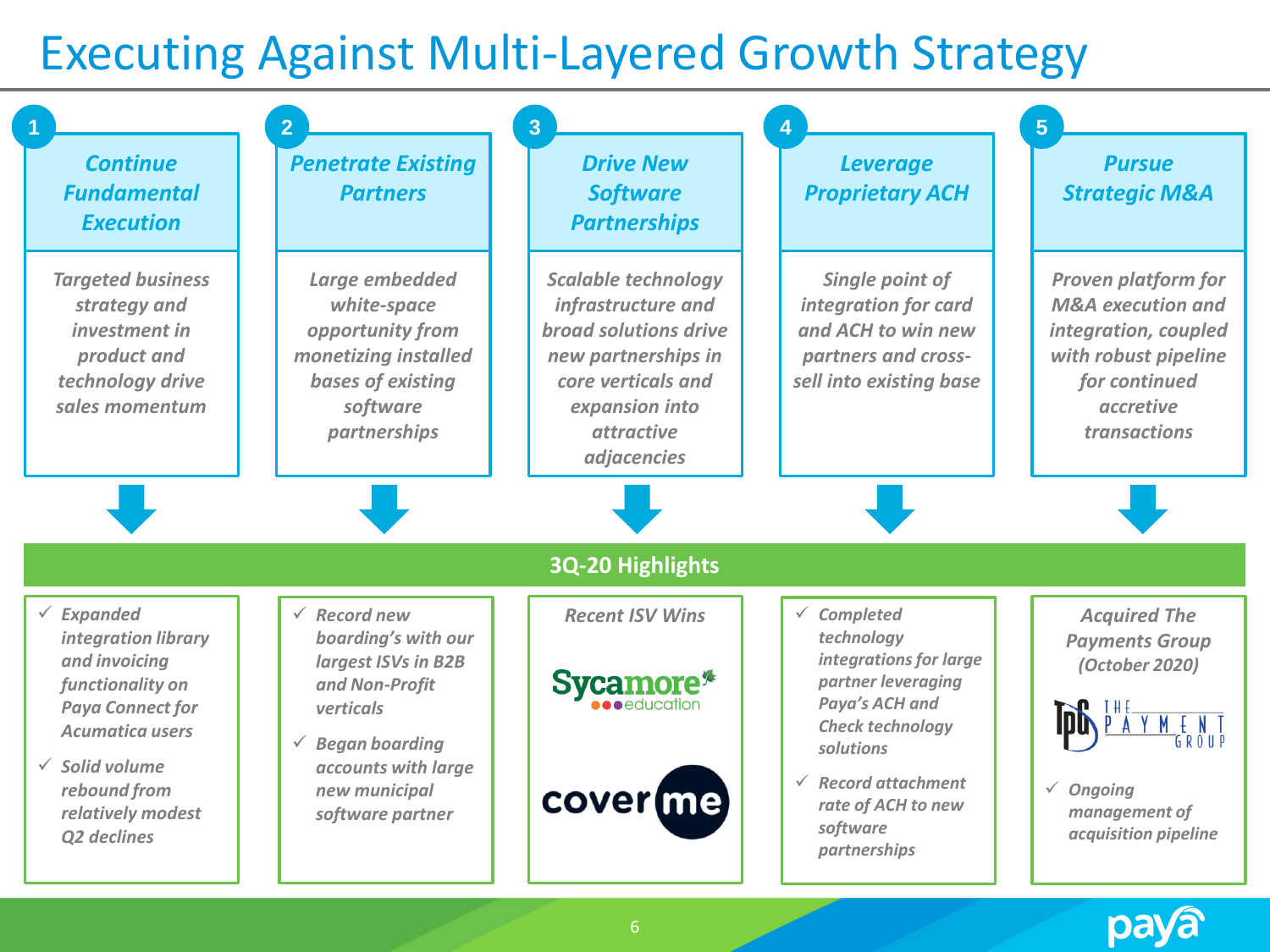# Executing Against Multi-Layered Growth Strategy

## 1. Continue Fundamental Execution

*Targeted business strategy and investment in product and technology drive sales momentum*

## 2. Penetrate Existing Partners

*Large embedded white-space opportunity from monetizing installed bases of existing software partnerships*

## 3. Drive New Software Partnerships

*Scalable technology infrastructure and broad solutions drive new partnerships in core verticals and expansion into attractive adjacencies*

## 4. Leverage Proprietary ACH

*Single point of integration for card and ACH to win new partners and cross-sell into existing base*

## 5. Pursue Strategic M&A

*Proven platform for M&A execution and integration, coupled with robust pipeline for continued accretive transactions*

## 3Q-20 Highlights

**1. Continue Fundamental Execution**

- ✓ *Expanded integration library and invoicing functionality on Paya Connect for Acumatica users*
- ✓ *Solid volume rebound from relatively modest Q2 declines*

**2. Penetrate Existing Partners**

- ✓ *Record new boarding's with our largest ISVs in B2B and Non-Profit verticals*
- ✓ *Began boarding accounts with large new municipal software partner*

**3. Drive New Software Partnerships**

*Recent ISV Wins*

- Sycamore education
- cover me

**4. Leverage Proprietary ACH**

- ✓ *Completed technology integrations for large partner leveraging Paya's ACH and Check technology solutions*
- ✓ *Record attachment rate of ACH to new software partnerships*

**5. Pursue Strategic M&A**

*Acquired The Payments Group (October 2020)*

TPG The Payment Group

- ✓ *Ongoing management of acquisition pipeline*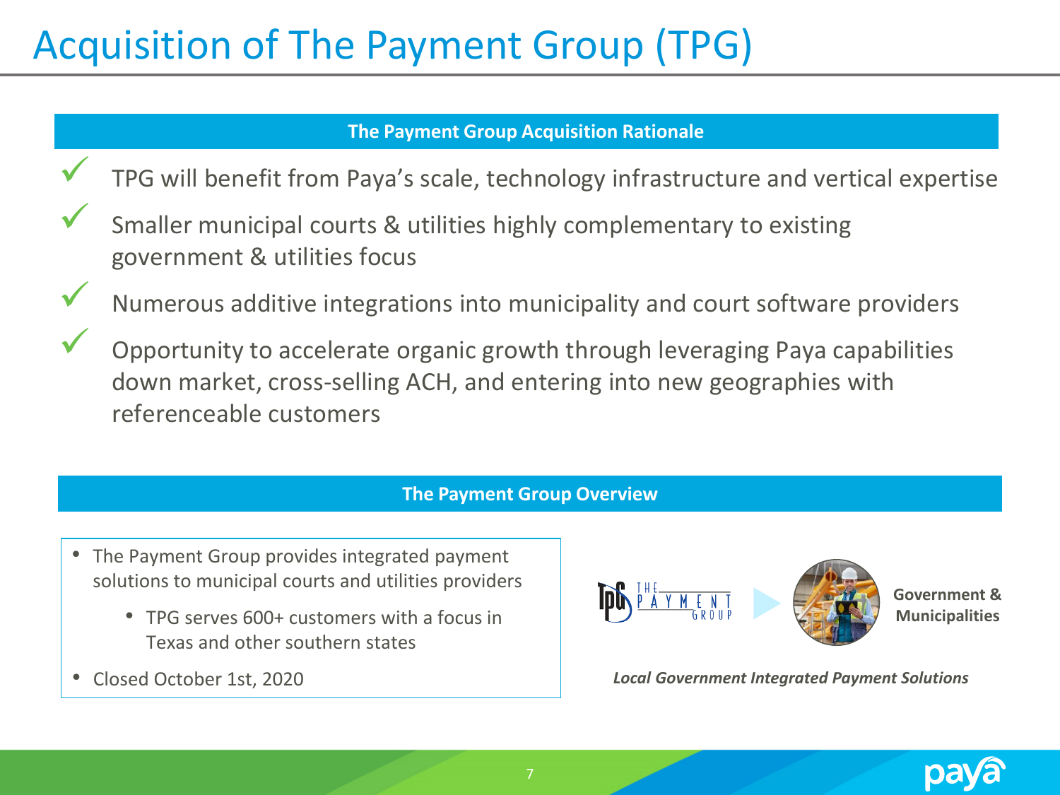# Acquisition of The Payment Group (TPG)

## The Payment Group Acquisition Rationale

- ✓ TPG will benefit from Paya's scale, technology infrastructure and vertical expertise
- ✓ Smaller municipal courts & utilities highly complementary to existing government & utilities focus
- ✓ Numerous additive integrations into municipality and court software providers
- ✓ Opportunity to accelerate organic growth through leveraging Paya capabilities down market, cross-selling ACH, and entering into new geographies with referenceable customers

## The Payment Group Overview

- The Payment Group provides integrated payment solutions to municipal courts and utilities providers
  - TPG serves 600+ customers with a focus in Texas and other southern states
- Closed October 1st, 2020

**Government & Municipalities**

***Local Government Integrated Payment Solutions***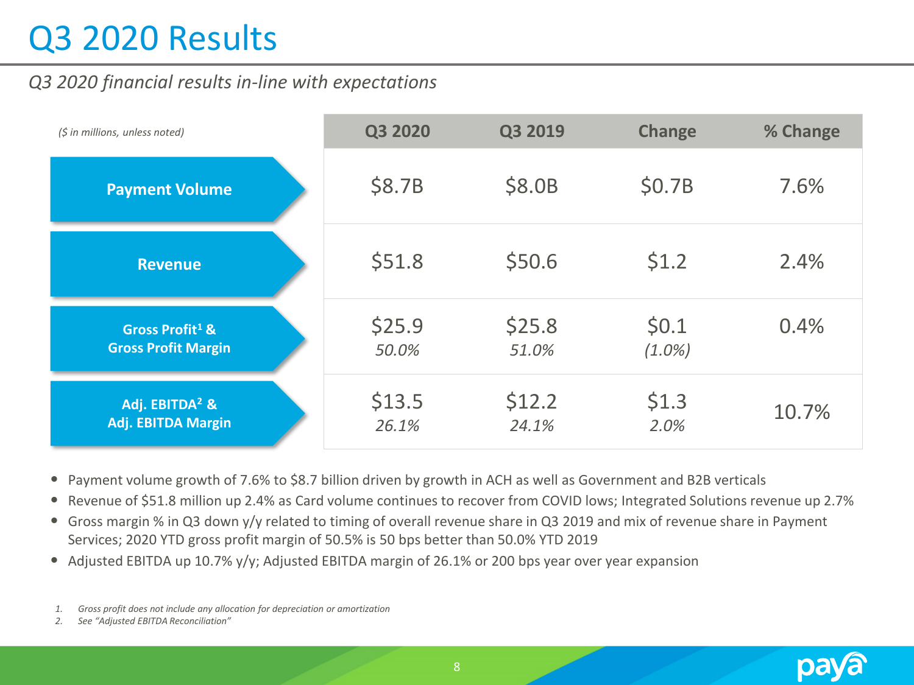# Q3 2020 Results

*Q3 2020 financial results in-line with expectations*

| *($ in millions, unless noted)* | Q3 2020 | Q3 2019 | Change | % Change |
|---|---|---|---|---|
| **Payment Volume** | $8.7B | $8.0B | $0.7B | 7.6% |
| **Revenue** | $51.8 | $50.6 | $1.2 | 2.4% |
| **Gross Profit[1] & Gross Profit Margin** | $25.9 *50.0%* | $25.8 *51.0%* | $0.1 *(1.0%)* | 0.4% |
| **Adj. EBITDA[2] & Adj. EBITDA Margin** | $13.5 *26.1%* | $12.2 *24.1%* | $1.3 *2.0%* | 10.7% |

- Payment volume growth of 7.6% to $8.7 billion driven by growth in ACH as well as Government and B2B verticals
- Revenue of $51.8 million up 2.4% as Card volume continues to recover from COVID lows; Integrated Solutions revenue up 2.7%
- Gross margin % in Q3 down y/y related to timing of overall revenue share in Q3 2019 and mix of revenue share in Payment Services; 2020 YTD gross profit margin of 50.5% is 50 bps better than 50.0% YTD 2019
- Adjusted EBITDA up 10.7% y/y; Adjusted EBITDA margin of 26.1% or 200 bps year over year expansion

1. *Gross profit does not include any allocation for depreciation or amortization*
2. *See "Adjusted EBITDA Reconciliation"*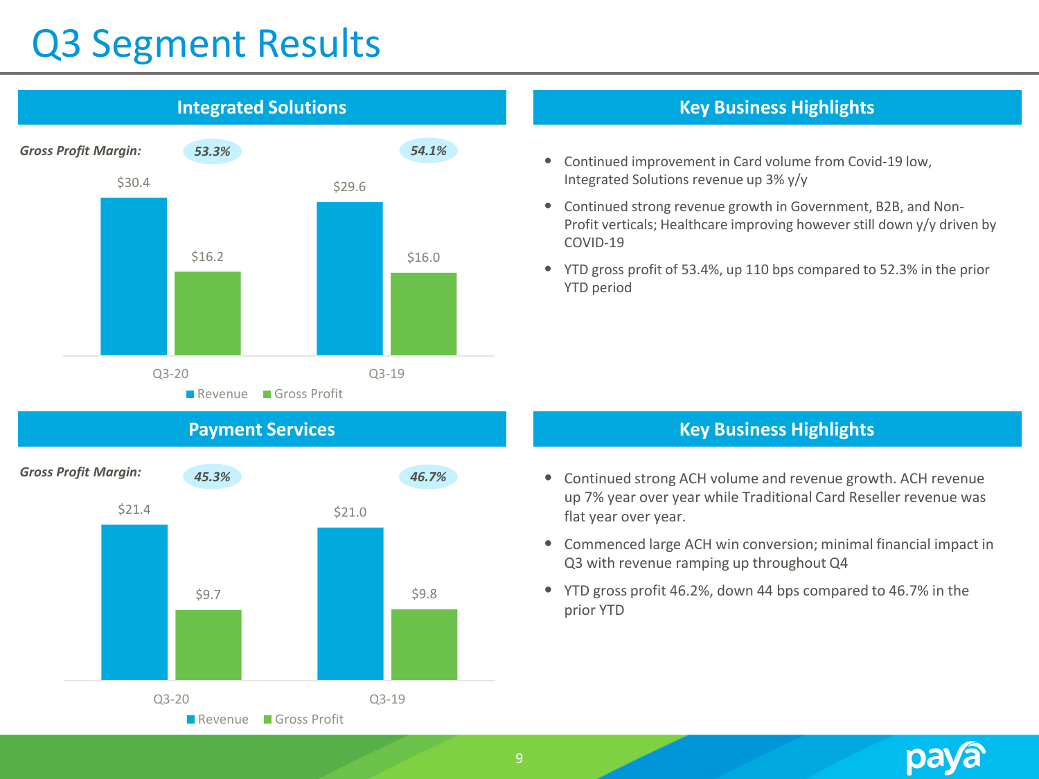# Q3 Segment Results

## Integrated Solutions

| | Q3-20 | Q3-19 |
|---|---|---|
| Gross Profit Margin | 53.3% | 54.1% |
| Revenue | $30.4 | $29.6 |
| Gross Profit | $16.2 | $16.0 |

## Key Business Highlights

- Continued improvement in Card volume from Covid-19 low, Integrated Solutions revenue up 3% y/y
- Continued strong revenue growth in Government, B2B, and Non-Profit verticals; Healthcare improving however still down y/y driven by COVID-19
- YTD gross profit of 53.4%, up 110 bps compared to 52.3% in the prior YTD period

## Payment Services

| | Q3-20 | Q3-19 |
|---|---|---|
| Gross Profit Margin | 45.3% | 46.7% |
| Revenue | $21.4 | $21.0 |
| Gross Profit | $9.7 | $9.8 |

## Key Business Highlights

- Continued strong ACH volume and revenue growth. ACH revenue up 7% year over year while Traditional Card Reseller revenue was flat year over year.
- Commenced large ACH win conversion; minimal financial impact in Q3 with revenue ramping up throughout Q4
- YTD gross profit 46.2%, down 44 bps compared to 46.7% in the prior YTD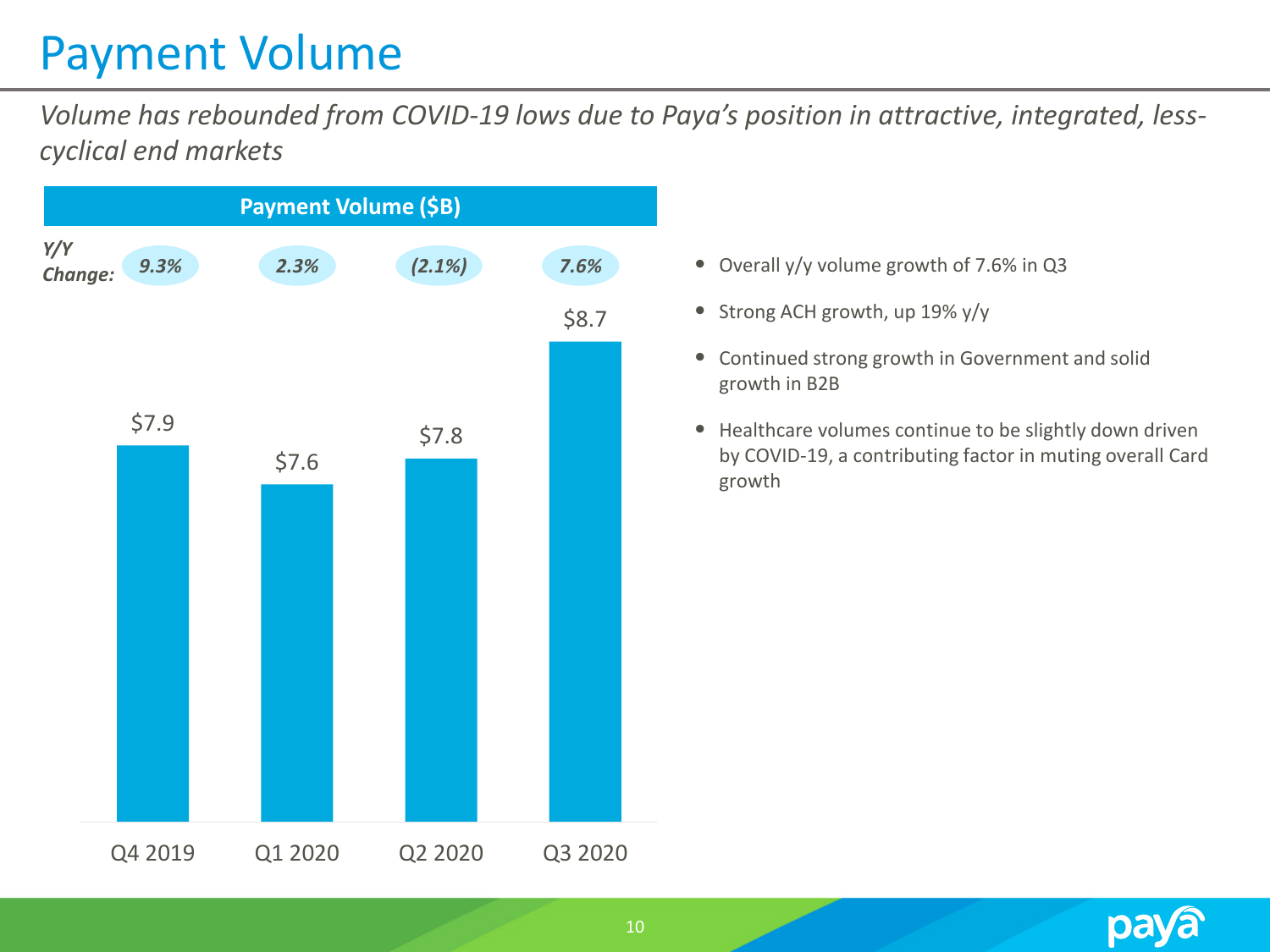# Payment Volume

*Volume has rebounded from COVID-19 lows due to Paya's position in attractive, integrated, less-cyclical end markets*

**Payment Volume ($B)**

| | Q4 2019 | Q1 2020 | Q2 2020 | Q3 2020 |
|---|---|---|---|---|
| Payment Volume ($B) | $7.9 | $7.6 | $7.8 | $8.7 |
| *Y/Y Change:* | *9.3%* | *2.3%* | *(2.1%)* | *7.6%* |

- Overall y/y volume growth of 7.6% in Q3
- Strong ACH growth, up 19% y/y
- Continued strong growth in Government and solid growth in B2B
- Healthcare volumes continue to be slightly down driven by COVID-19, a contributing factor in muting overall Card growth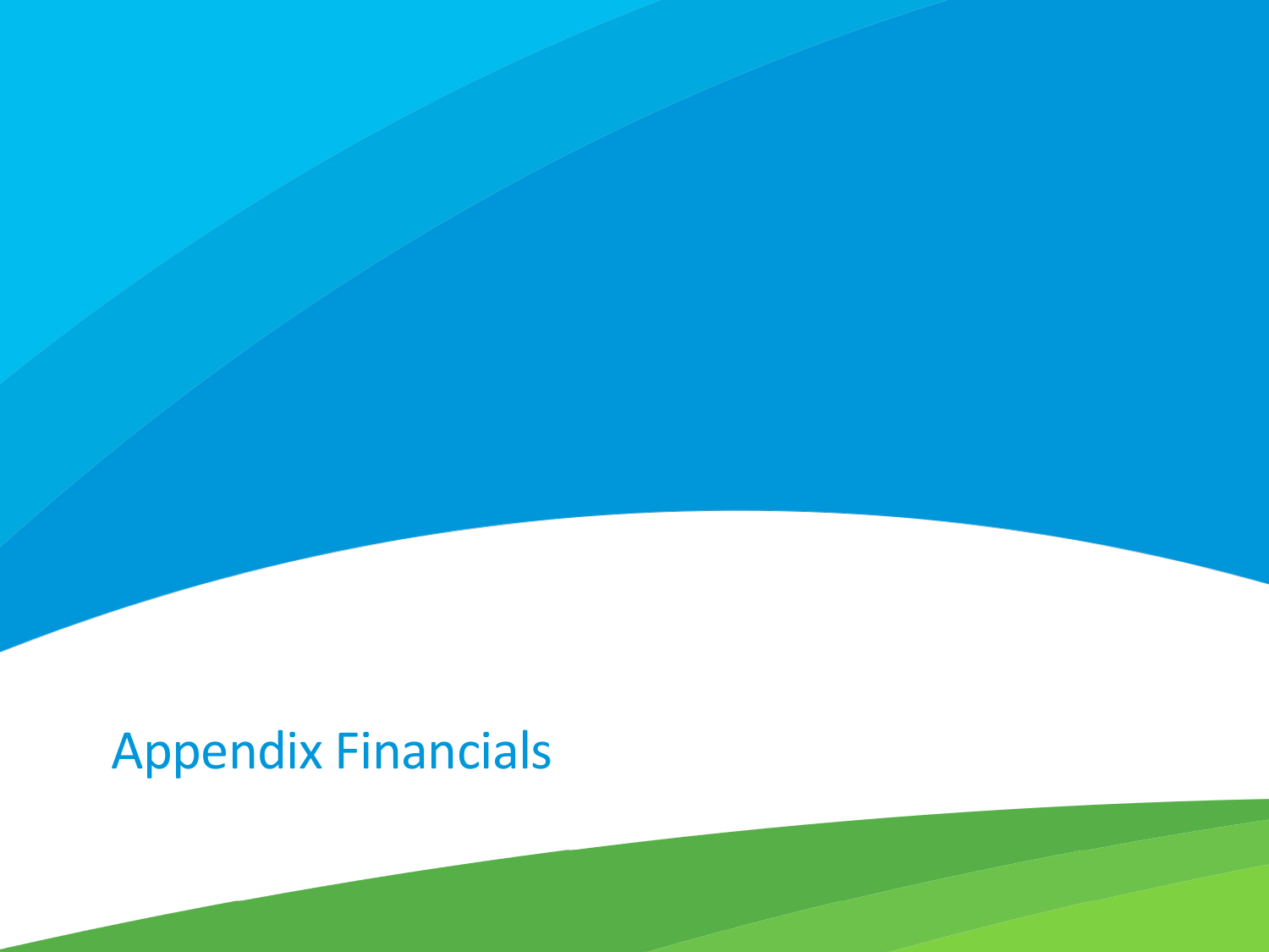# Appendix Financials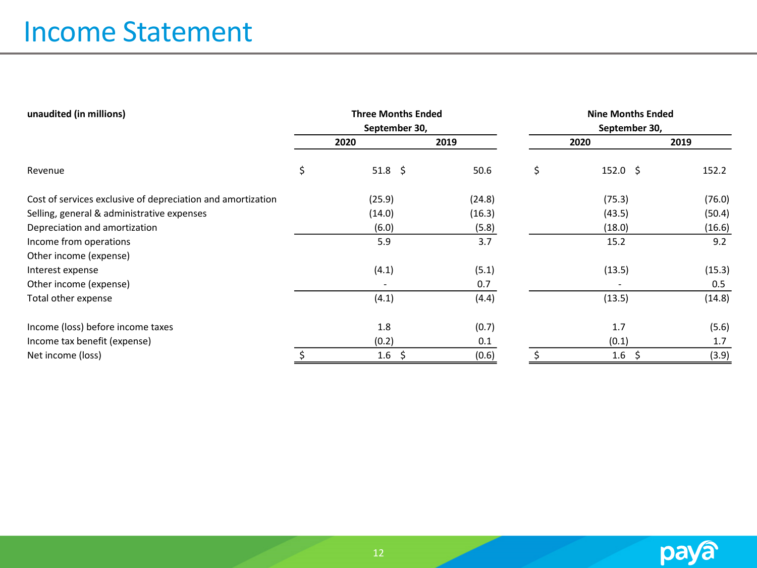# Income Statement

| unaudited (in millions) | Three Months Ended September 30, | | Nine Months Ended September 30, | |
|---|---|---|---|---|
| | 2020 | 2019 | 2020 | 2019 |
| Revenue | $ 51.8 | $ 50.6 | $ 152.0 | $ 152.2 |
| Cost of services exclusive of depreciation and amortization | (25.9) | (24.8) | (75.3) | (76.0) |
| Selling, general & administrative expenses | (14.0) | (16.3) | (43.5) | (50.4) |
| Depreciation and amortization | (6.0) | (5.8) | (18.0) | (16.6) |
| Income from operations | 5.9 | 3.7 | 15.2 | 9.2 |
| Other income (expense) | | | | |
| Interest expense | (4.1) | (5.1) | (13.5) | (15.3) |
| Other income (expense) | - | 0.7 | - | 0.5 |
| Total other expense | (4.1) | (4.4) | (13.5) | (14.8) |
| Income (loss) before income taxes | 1.8 | (0.7) | 1.7 | (5.6) |
| Income tax benefit (expense) | (0.2) | 0.1 | (0.1) | 1.7 |
| Net income (loss) | $ 1.6 | $ (0.6) | $ 1.6 | $ (3.9) |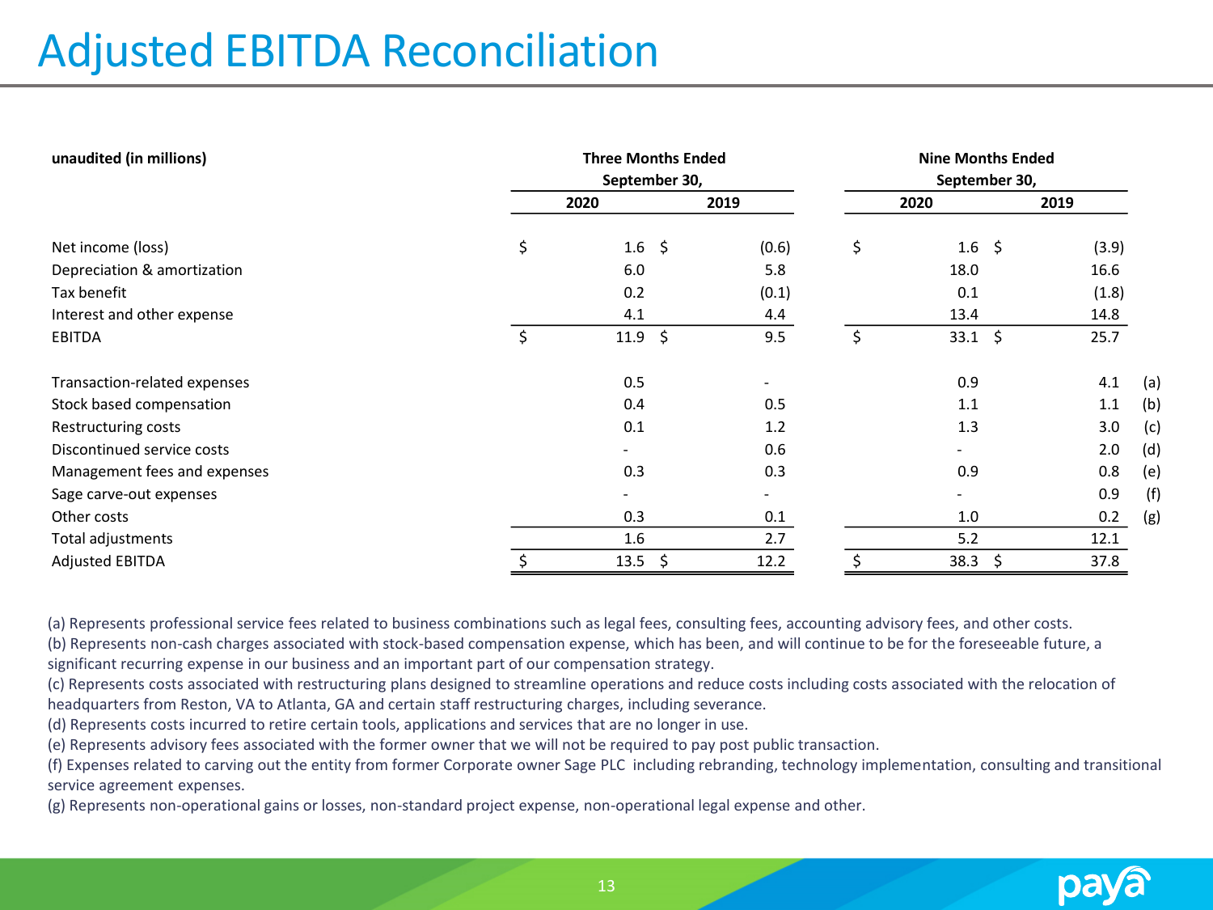# Adjusted EBITDA Reconciliation

| unaudited (in millions) | Three Months Ended September 30, | | Nine Months Ended September 30, | | |
|---|---|---|---|---|---|
| | 2020 | 2019 | 2020 | 2019 | |
| Net income (loss) | $ 1.6 | $ (0.6) | $ 1.6 | $ (3.9) | |
| Depreciation & amortization | 6.0 | 5.8 | 18.0 | 16.6 | |
| Tax benefit | 0.2 | (0.1) | 0.1 | (1.8) | |
| Interest and other expense | 4.1 | 4.4 | 13.4 | 14.8 | |
| EBITDA | $ 11.9 | $ 9.5 | $ 33.1 | $ 25.7 | |
| Transaction-related expenses | 0.5 | - | 0.9 | 4.1 | (a) |
| Stock based compensation | 0.4 | 0.5 | 1.1 | 1.1 | (b) |
| Restructuring costs | 0.1 | 1.2 | 1.3 | 3.0 | (c) |
| Discontinued service costs | - | 0.6 | - | 2.0 | (d) |
| Management fees and expenses | 0.3 | 0.3 | 0.9 | 0.8 | (e) |
| Sage carve-out expenses | - | - | - | 0.9 | (f) |
| Other costs | 0.3 | 0.1 | 1.0 | 0.2 | (g) |
| Total adjustments | 1.6 | 2.7 | 5.2 | 12.1 | |
| Adjusted EBITDA | $ 13.5 | $ 12.2 | $ 38.3 | $ 37.8 | |

(a) Represents professional service fees related to business combinations such as legal fees, consulting fees, accounting advisory fees, and other costs.
(b) Represents non-cash charges associated with stock-based compensation expense, which has been, and will continue to be for the foreseeable future, a significant recurring expense in our business and an important part of our compensation strategy.
(c) Represents costs associated with restructuring plans designed to streamline operations and reduce costs including costs associated with the relocation of headquarters from Reston, VA to Atlanta, GA and certain staff restructuring charges, including severance.
(d) Represents costs incurred to retire certain tools, applications and services that are no longer in use.
(e) Represents advisory fees associated with the former owner that we will not be required to pay post public transaction.
(f) Expenses related to carving out the entity from former Corporate owner Sage PLC including rebranding, technology implementation, consulting and transitional service agreement expenses.
(g) Represents non-operational gains or losses, non-standard project expense, non-operational legal expense and other.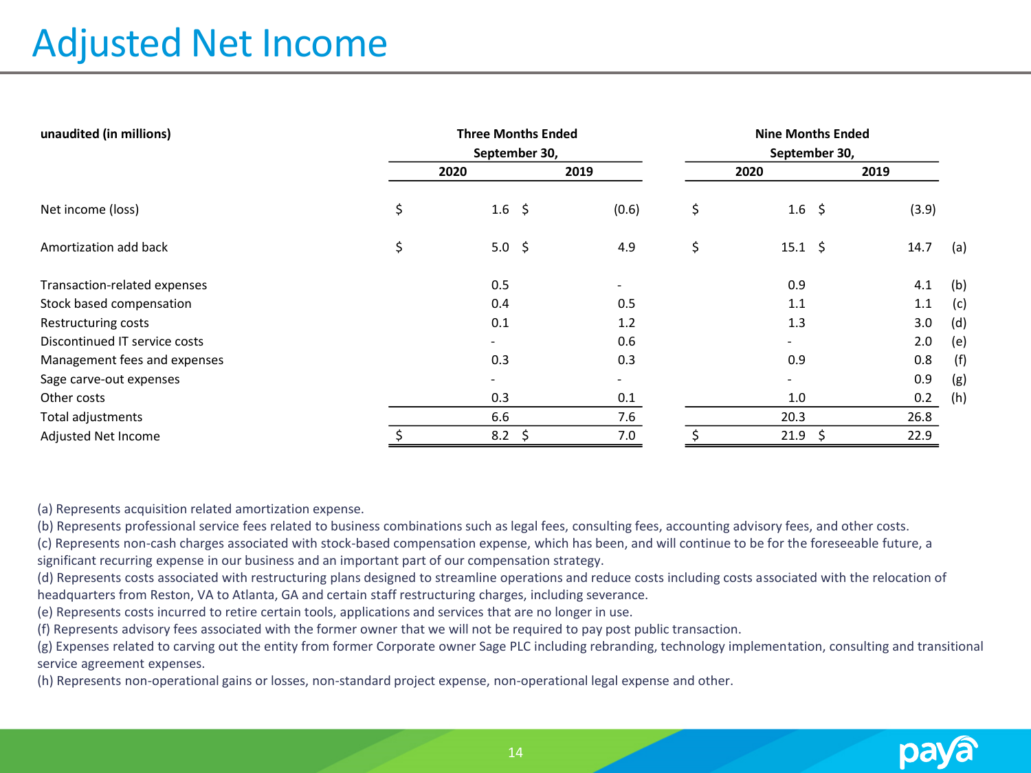# Adjusted Net Income

| unaudited (in millions) | Three Months Ended September 30, | | Nine Months Ended September 30, | | |
|---|---|---|---|---|---|
| | 2020 | 2019 | 2020 | 2019 | |
| Net income (loss) | $ 1.6 | $ (0.6) | $ 1.6 | $ (3.9) | |
| Amortization add back | $ 5.0 | $ 4.9 | $ 15.1 | $ 14.7 | (a) |
| Transaction-related expenses | 0.5 | - | 0.9 | 4.1 | (b) |
| Stock based compensation | 0.4 | 0.5 | 1.1 | 1.1 | (c) |
| Restructuring costs | 0.1 | 1.2 | 1.3 | 3.0 | (d) |
| Discontinued IT service costs | - | 0.6 | - | 2.0 | (e) |
| Management fees and expenses | 0.3 | 0.3 | 0.9 | 0.8 | (f) |
| Sage carve-out expenses | - | - | - | 0.9 | (g) |
| Other costs | 0.3 | 0.1 | 1.0 | 0.2 | (h) |
| Total adjustments | 6.6 | 7.6 | 20.3 | 26.8 | |
| Adjusted Net Income | $ 8.2 | $ 7.0 | $ 21.9 | $ 22.9 | |

(a) Represents acquisition related amortization expense.

(b) Represents professional service fees related to business combinations such as legal fees, consulting fees, accounting advisory fees, and other costs.

(c) Represents non-cash charges associated with stock-based compensation expense, which has been, and will continue to be for the foreseeable future, a significant recurring expense in our business and an important part of our compensation strategy.

(d) Represents costs associated with restructuring plans designed to streamline operations and reduce costs including costs associated with the relocation of headquarters from Reston, VA to Atlanta, GA and certain staff restructuring charges, including severance.

(e) Represents costs incurred to retire certain tools, applications and services that are no longer in use.

(f) Represents advisory fees associated with the former owner that we will not be required to pay post public transaction.

(g) Expenses related to carving out the entity from former Corporate owner Sage PLC including rebranding, technology implementation, consulting and transitional service agreement expenses.

(h) Represents non-operational gains or losses, non-standard project expense, non-operational legal expense and other.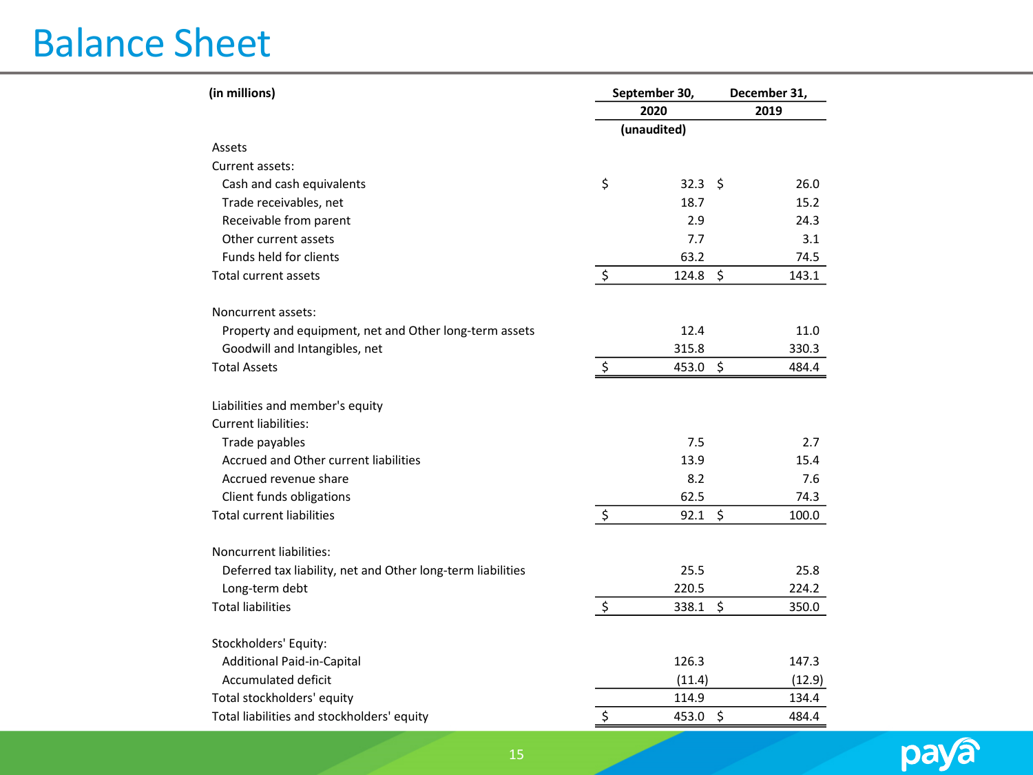# Balance Sheet

| (in millions) | September 30, 2020 (unaudited) | December 31, 2019 |
|---|---|---|
| Assets | | |
| Current assets: | | |
| Cash and cash equivalents | $ 32.3 | $ 26.0 |
| Trade receivables, net | 18.7 | 15.2 |
| Receivable from parent | 2.9 | 24.3 |
| Other current assets | 7.7 | 3.1 |
| Funds held for clients | 63.2 | 74.5 |
| Total current assets | $ 124.8 | $ 143.1 |
| | | |
| Noncurrent assets: | | |
| Property and equipment, net and Other long-term assets | 12.4 | 11.0 |
| Goodwill and Intangibles, net | 315.8 | 330.3 |
| Total Assets | $ 453.0 | $ 484.4 |
| | | |
| Liabilities and member's equity | | |
| Current liabilities: | | |
| Trade payables | 7.5 | 2.7 |
| Accrued and Other current liabilities | 13.9 | 15.4 |
| Accrued revenue share | 8.2 | 7.6 |
| Client funds obligations | 62.5 | 74.3 |
| Total current liabilities | $ 92.1 | $ 100.0 |
| | | |
| Noncurrent liabilities: | | |
| Deferred tax liability, net and Other long-term liabilities | 25.5 | 25.8 |
| Long-term debt | 220.5 | 224.2 |
| Total liabilities | $ 338.1 | $ 350.0 |
| | | |
| Stockholders' Equity: | | |
| Additional Paid-in-Capital | 126.3 | 147.3 |
| Accumulated deficit | (11.4) | (12.9) |
| Total stockholders' equity | 114.9 | 134.4 |
| Total liabilities and stockholders' equity | $ 453.0 | $ 484.4 |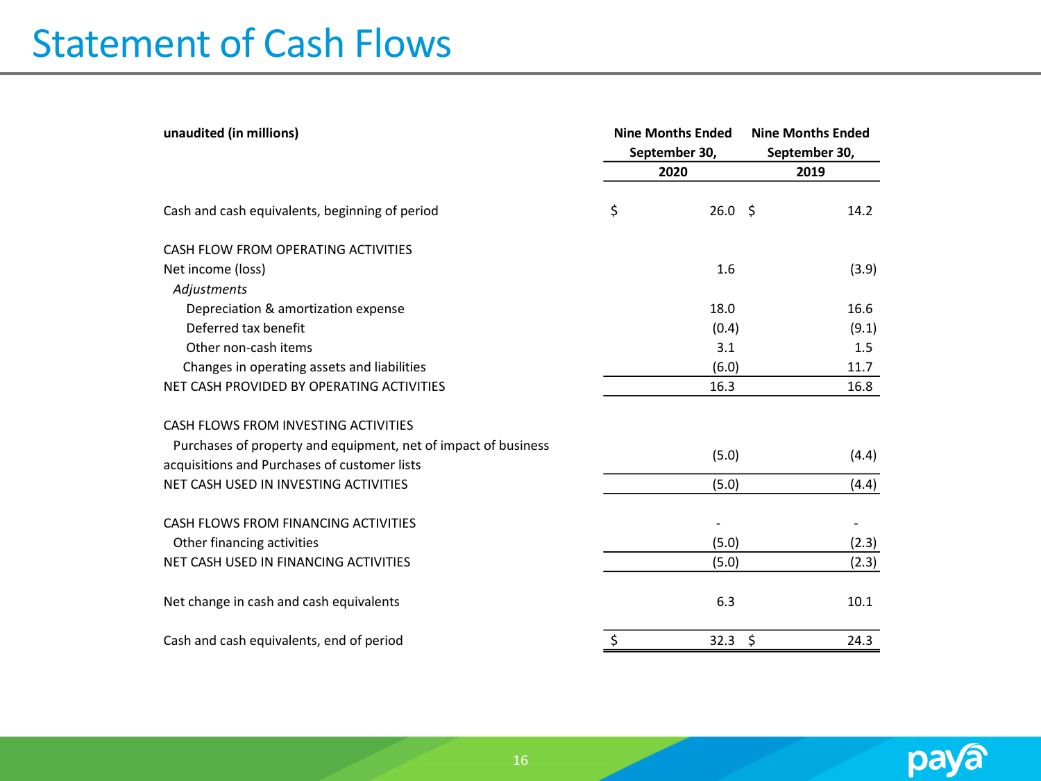# Statement of Cash Flows

| unaudited (in millions) | Nine Months Ended September 30, 2020 | Nine Months Ended September 30, 2019 |
|---|---|---|
| Cash and cash equivalents, beginning of period | $ 26.0 | $ 14.2 |
| CASH FLOW FROM OPERATING ACTIVITIES | | |
| Net income (loss) | 1.6 | (3.9) |
| *Adjustments* | | |
| Depreciation & amortization expense | 18.0 | 16.6 |
| Deferred tax benefit | (0.4) | (9.1) |
| Other non-cash items | 3.1 | 1.5 |
| Changes in operating assets and liabilities | (6.0) | 11.7 |
| NET CASH PROVIDED BY OPERATING ACTIVITIES | 16.3 | 16.8 |
| CASH FLOWS FROM INVESTING ACTIVITIES | | |
| Purchases of property and equipment, net of impact of business acquisitions and Purchases of customer lists | (5.0) | (4.4) |
| NET CASH USED IN INVESTING ACTIVITIES | (5.0) | (4.4) |
| CASH FLOWS FROM FINANCING ACTIVITIES | - | - |
| Other financing activities | (5.0) | (2.3) |
| NET CASH USED IN FINANCING ACTIVITIES | (5.0) | (2.3) |
| Net change in cash and cash equivalents | 6.3 | 10.1 |
| Cash and cash equivalents, end of period | $ 32.3 | $ 24.3 |